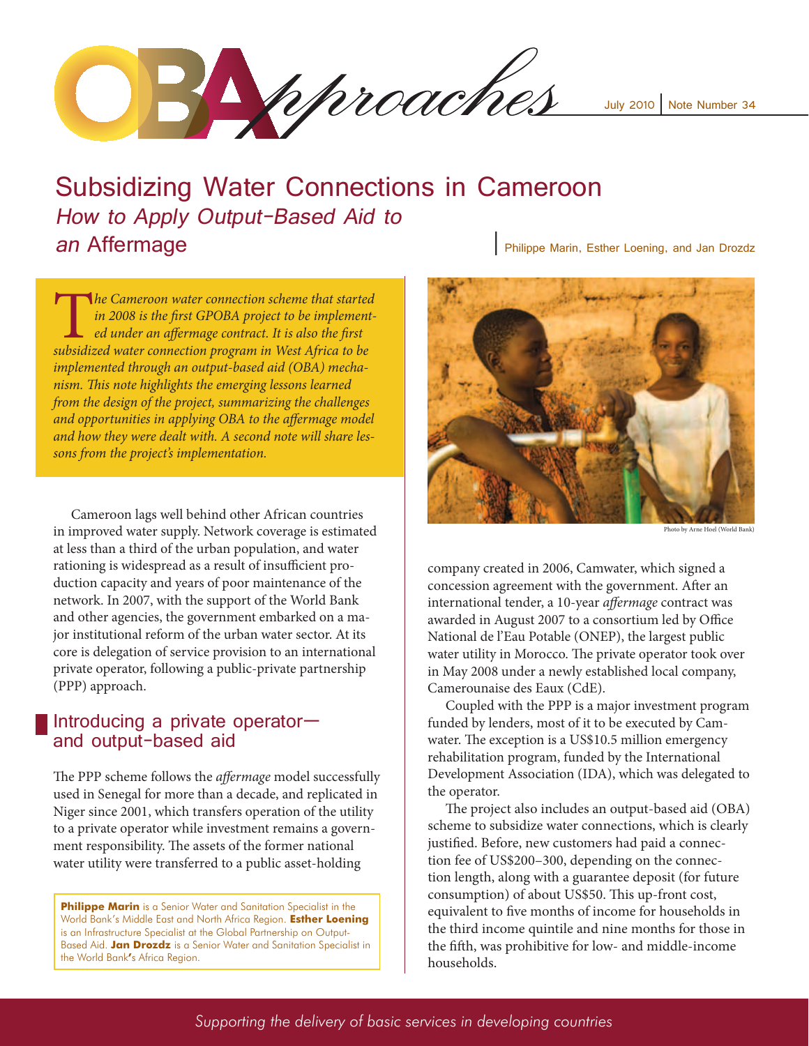# Subsidizing Water Connections in Cameroon

## *How to Apply Output-Based Aid to an* Affermage

Philippe Marin, Esther Loening, and Jan Drozdz

*The Cameroon water connection scheme that started in 2008 is the first GPOBA project to be implemented under an affermage contract. It is also the first subsidized water connection program in West Africa to be implemented through an output-based aid (OBA) mechanism. This note highlights the emerging lessons learned from the design of the project, summarizing the challenges and opportunities in applying OBA to the affermage model and how they were dealt with. A second note will share lessons from the project's implementation.*

Cameroon lags well behind other African countries in improved water supply. Network coverage is estimated at less than a third of the urban population, and water rationing is widespread as a result of insufficient production capacity and years of poor maintenance of the network. In 2007, with the support of the World Bank and other agencies, the government embarked on a major institutional reform of the urban water sector. At its core is delegation of service provision to an international private operator, following a public-private partnership (PPP) approach.

## Introducing a private operator—and output-based aid

The PPP scheme follows the *affermage* model successfully used in Senegal for more than a decade, and replicated in Niger since 2001, which transfers operation of the utility to a private operator while investment remains a government responsibility. The assets of the former national water utility were transferred to a public asset-holding company created in 2006, Camwater, which signed a concession agreement with the government. After an international tender, a 10-year *affermage* contract was awarded in August 2007 to a consortium led by Office National de l'Eau Potable (ONEP), the largest public water utility in Morocco. The private operator took over in May 2008 under a newly established local company, Camerounaise des Eaux (CdE).

Coupled with the PPP is a major investment program funded by lenders, most of it to be executed by Camwater. The exception is a US$10.5 million emergency rehabilitation program, funded by the International Development Association (IDA), which was delegated to the operator.

The project also includes an output-based aid (OBA) scheme to subsidize water connections, which is clearly justified. Before, new customers had paid a connection fee of US$200–300, depending on the connection length, along with a guarantee deposit (for future consumption) of about US$50. This up-front cost, equivalent to five months of income for households in the third income quintile and nine months for those in the fifth, was prohibitive for low- and middle-income households.

Photo by Arne Hoel (World Bank)

**Philippe Marin** is a Senior Water and Sanitation Specialist in the World Bank's Middle East and North Africa Region. **Esther Loening** is an Infrastructure Specialist at the Global Partnership on Output-Based Aid. **Jan Drozdz** is a Senior Water and Sanitation Specialist in the World Bank's Africa Region.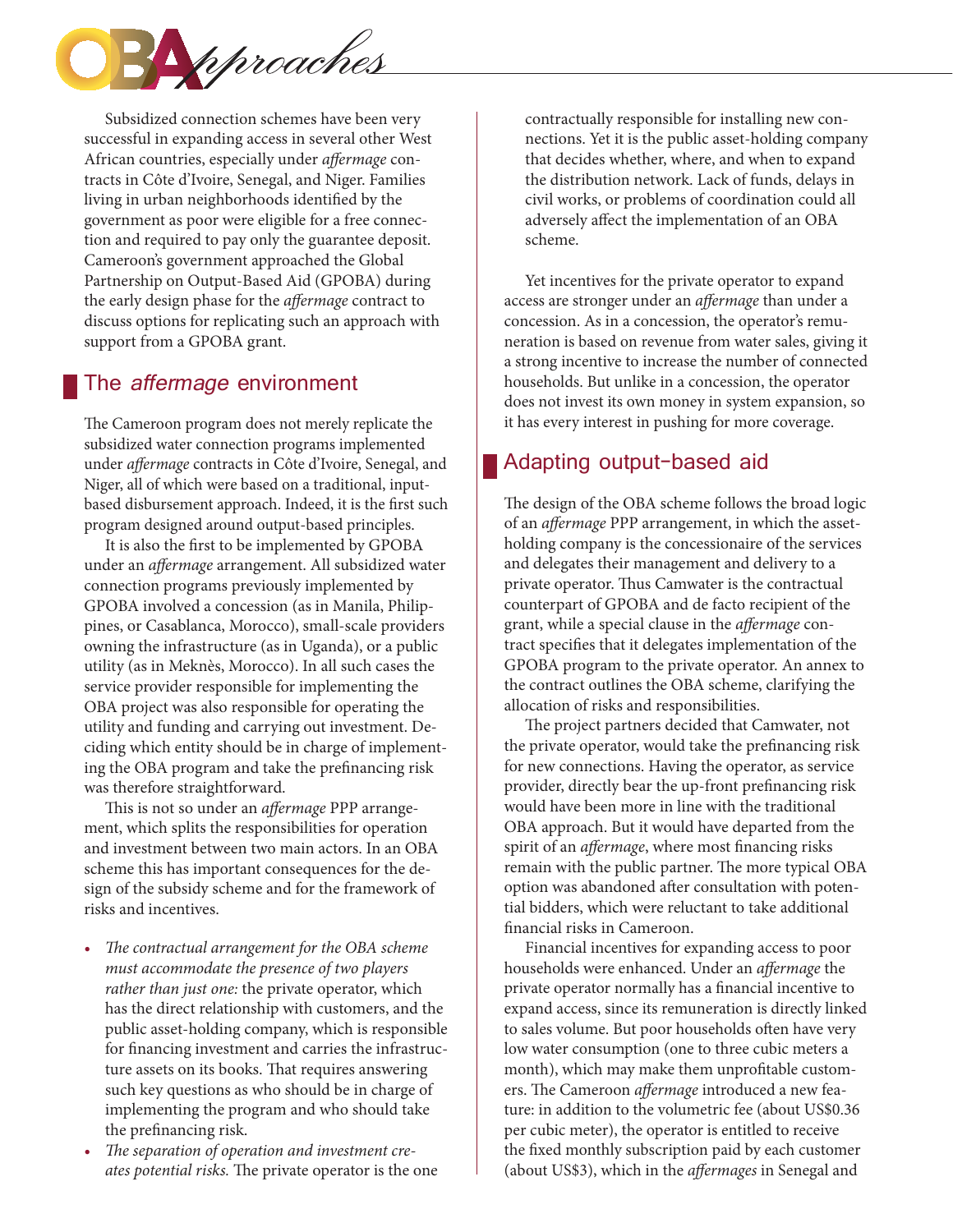Subsidized connection schemes have been very successful in expanding access in several other West African countries, especially under *affermage* contracts in Côte d'Ivoire, Senegal, and Niger. Families living in urban neighborhoods identified by the government as poor were eligible for a free connection and required to pay only the guarantee deposit. Cameroon's government approached the Global Partnership on Output-Based Aid (GPOBA) during the early design phase for the *affermage* contract to discuss options for replicating such an approach with support from a GPOBA grant.

## The *affermage* environment

The Cameroon program does not merely replicate the subsidized water connection programs implemented under *affermage* contracts in Côte d'Ivoire, Senegal, and Niger, all of which were based on a traditional, input-based disbursement approach. Indeed, it is the first such program designed around output-based principles.

It is also the first to be implemented by GPOBA under an *affermage* arrangement. All subsidized water connection programs previously implemented by GPOBA involved a concession (as in Manila, Philippines, or Casablanca, Morocco), small-scale providers owning the infrastructure (as in Uganda), or a public utility (as in Meknès, Morocco). In all such cases the service provider responsible for implementing the OBA project was also responsible for operating the utility and funding and carrying out investment. Deciding which entity should be in charge of implementing the OBA program and take the prefinancing risk was therefore straightforward.

This is not so under an *affermage* PPP arrangement, which splits the responsibilities for operation and investment between two main actors. In an OBA scheme this has important consequences for the design of the subsidy scheme and for the framework of risks and incentives.

- *The contractual arrangement for the OBA scheme must accommodate the presence of two players rather than just one:* the private operator, which has the direct relationship with customers, and the public asset-holding company, which is responsible for financing investment and carries the infrastructure assets on its books. That requires answering such key questions as who should be in charge of implementing the program and who should take the prefinancing risk.
- *The separation of operation and investment creates potential risks.* The private operator is the one contractually responsible for installing new connections. Yet it is the public asset-holding company that decides whether, where, and when to expand the distribution network. Lack of funds, delays in civil works, or problems of coordination could all adversely affect the implementation of an OBA scheme.

Yet incentives for the private operator to expand access are stronger under an *affermage* than under a concession. As in a concession, the operator's remuneration is based on revenue from water sales, giving it a strong incentive to increase the number of connected households. But unlike in a concession, the operator does not invest its own money in system expansion, so it has every interest in pushing for more coverage.

## Adapting output-based aid

The design of the OBA scheme follows the broad logic of an *affermage* PPP arrangement, in which the asset-holding company is the concessionaire of the services and delegates their management and delivery to a private operator. Thus Camwater is the contractual counterpart of GPOBA and de facto recipient of the grant, while a special clause in the *affermage* contract specifies that it delegates implementation of the GPOBA program to the private operator. An annex to the contract outlines the OBA scheme, clarifying the allocation of risks and responsibilities.

The project partners decided that Camwater, not the private operator, would take the prefinancing risk for new connections. Having the operator, as service provider, directly bear the up-front prefinancing risk would have been more in line with the traditional OBA approach. But it would have departed from the spirit of an *affermage*, where most financing risks remain with the public partner. The more typical OBA option was abandoned after consultation with potential bidders, which were reluctant to take additional financial risks in Cameroon.

Financial incentives for expanding access to poor households were enhanced. Under an *affermage* the private operator normally has a financial incentive to expand access, since its remuneration is directly linked to sales volume. But poor households often have very low water consumption (one to three cubic meters a month), which may make them unprofitable customers. The Cameroon *affermage* introduced a new feature: in addition to the volumetric fee (about US$0.36 per cubic meter), the operator is entitled to receive the fixed monthly subscription paid by each customer (about US$3), which in the *affermages* in Senegal and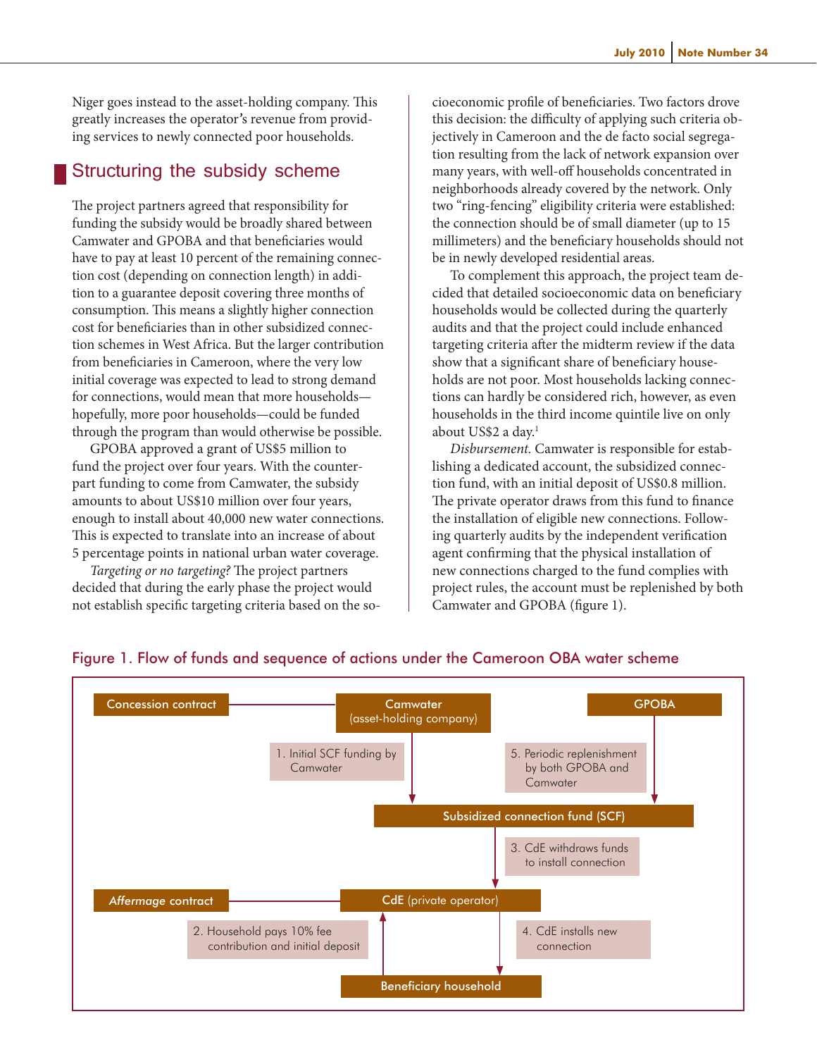Niger goes instead to the asset-holding company. This greatly increases the operator's revenue from providing services to newly connected poor households.

## Structuring the subsidy scheme

The project partners agreed that responsibility for funding the subsidy would be broadly shared between Camwater and GPOBA and that beneficiaries would have to pay at least 10 percent of the remaining connection cost (depending on connection length) in addition to a guarantee deposit covering three months of consumption. This means a slightly higher connection cost for beneficiaries than in other subsidized connection schemes in West Africa. But the larger contribution from beneficiaries in Cameroon, where the very low initial coverage was expected to lead to strong demand for connections, would mean that more households—hopefully, more poor households—could be funded through the program than would otherwise be possible.

GPOBA approved a grant of US$5 million to fund the project over four years. With the counterpart funding to come from Camwater, the subsidy amounts to about US$10 million over four years, enough to install about 40,000 new water connections. This is expected to translate into an increase of about 5 percentage points in national urban water coverage.

*Targeting or no targeting?* The project partners decided that during the early phase the project would not establish specific targeting criteria based on the socioeconomic profile of beneficiaries. Two factors drove this decision: the difficulty of applying such criteria objectively in Cameroon and the de facto social segregation resulting from the lack of network expansion over many years, with well-off households concentrated in neighborhoods already covered by the network. Only two "ring-fencing" eligibility criteria were established: the connection should be of small diameter (up to 15 millimeters) and the beneficiary households should not be in newly developed residential areas.

To complement this approach, the project team decided that detailed socioeconomic data on beneficiary households would be collected during the quarterly audits and that the project could include enhanced targeting criteria after the midterm review if the data show that a significant share of beneficiary households are not poor. Most households lacking connections can hardly be considered rich, however, as even households in the third income quintile live on only about US$2 a day.[1]

*Disbursement.* Camwater is responsible for establishing a dedicated account, the subsidized connection fund, with an initial deposit of US$0.8 million. The private operator draws from this fund to finance the installation of eligible new connections. Following quarterly audits by the independent verification agent confirming that the physical installation of new connections charged to the fund complies with project rules, the account must be replenished by both Camwater and GPOBA (figure 1).

Figure 1. Flow of funds and sequence of actions under the Cameroon OBA water scheme

- Concession contract — Camwater (asset-holding company)
- GPOBA
- 1. Initial SCF funding by Camwater
- 5. Periodic replenishment by both GPOBA and Camwater
- Subsidized connection fund (SCF)
- 3. CdE withdraws funds to install connection
- *Affermage* contract — CdE (private operator)
- 2. Household pays 10% fee contribution and initial deposit
- 4. CdE installs new connection
- Beneficiary household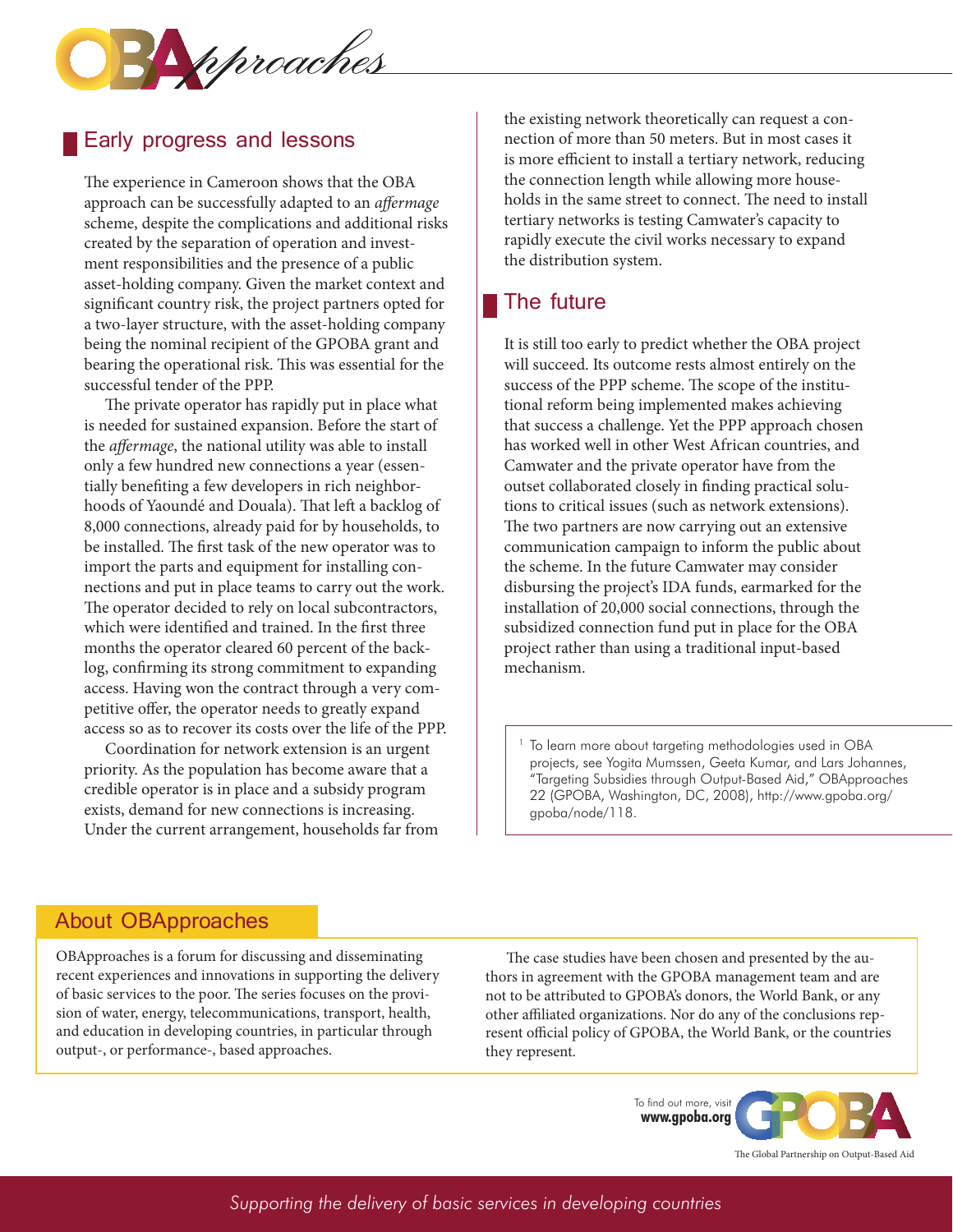## Early progress and lessons

The experience in Cameroon shows that the OBA approach can be successfully adapted to an *affermage* scheme, despite the complications and additional risks created by the separation of operation and investment responsibilities and the presence of a public asset-holding company. Given the market context and significant country risk, the project partners opted for a two-layer structure, with the asset-holding company being the nominal recipient of the GPOBA grant and bearing the operational risk. This was essential for the successful tender of the PPP.

The private operator has rapidly put in place what is needed for sustained expansion. Before the start of the *affermage*, the national utility was able to install only a few hundred new connections a year (essentially benefiting a few developers in rich neighborhoods of Yaoundé and Douala). That left a backlog of 8,000 connections, already paid for by households, to be installed. The first task of the new operator was to import the parts and equipment for installing connections and put in place teams to carry out the work. The operator decided to rely on local subcontractors, which were identified and trained. In the first three months the operator cleared 60 percent of the backlog, confirming its strong commitment to expanding access. Having won the contract through a very competitive offer, the operator needs to greatly expand access so as to recover its costs over the life of the PPP.

Coordination for network extension is an urgent priority. As the population has become aware that a credible operator is in place and a subsidy program exists, demand for new connections is increasing. Under the current arrangement, households far from the existing network theoretically can request a connection of more than 50 meters. But in most cases it is more efficient to install a tertiary network, reducing the connection length while allowing more households in the same street to connect. The need to install tertiary networks is testing Camwater's capacity to rapidly execute the civil works necessary to expand the distribution system.

## The future

It is still too early to predict whether the OBA project will succeed. Its outcome rests almost entirely on the success of the PPP scheme. The scope of the institutional reform being implemented makes achieving that success a challenge. Yet the PPP approach chosen has worked well in other West African countries, and Camwater and the private operator have from the outset collaborated closely in finding practical solutions to critical issues (such as network extensions). The two partners are now carrying out an extensive communication campaign to inform the public about the scheme. In the future Camwater may consider disbursing the project's IDA funds, earmarked for the installation of 20,000 social connections, through the subsidized connection fund put in place for the OBA project rather than using a traditional input-based mechanism.

[1] To learn more about targeting methodologies used in OBA projects, see Yogita Mumssen, Geeta Kumar, and Lars Johannes, "Targeting Subsidies through Output-Based Aid," OBApproaches 22 (GPOBA, Washington, DC, 2008), http://www.gpoba.org/gpoba/node/118.

## About OBApproaches

OBApproaches is a forum for discussing and disseminating recent experiences and innovations in supporting the delivery of basic services to the poor. The series focuses on the provision of water, energy, telecommunications, transport, health, and education in developing countries, in particular through output-, or performance-, based approaches.

The case studies have been chosen and presented by the authors in agreement with the GPOBA management team and are not to be attributed to GPOBA's donors, the World Bank, or any other affiliated organizations. Nor do any of the conclusions represent official policy of GPOBA, the World Bank, or the countries they represent.

To find out more, visit **www.gpoba.org**

The Global Partnership on Output-Based Aid

*Supporting the delivery of basic services in developing countries*